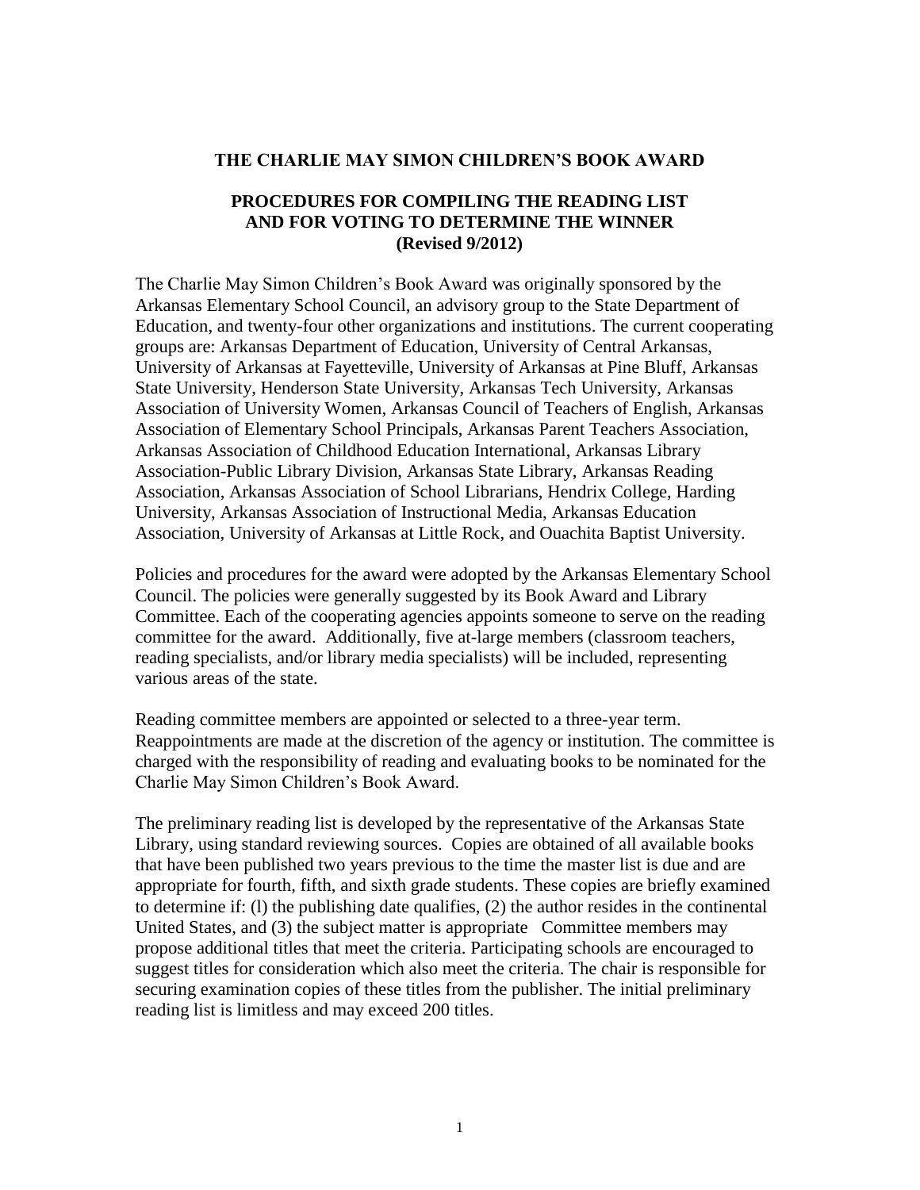# THE CHARLIE MAY SIMON CHILDREN'S BOOK AWARD

## PROCEDURES FOR COMPILING THE READING LIST AND FOR VOTING TO DETERMINE THE WINNER (Revised 9/2012)

The Charlie May Simon Children's Book Award was originally sponsored by the Arkansas Elementary School Council, an advisory group to the State Department of Education, and twenty-four other organizations and institutions. The current cooperating groups are: Arkansas Department of Education, University of Central Arkansas, University of Arkansas at Fayetteville, University of Arkansas at Pine Bluff, Arkansas State University, Henderson State University, Arkansas Tech University, Arkansas Association of University Women, Arkansas Council of Teachers of English, Arkansas Association of Elementary School Principals, Arkansas Parent Teachers Association, Arkansas Association of Childhood Education International, Arkansas Library Association-Public Library Division, Arkansas State Library, Arkansas Reading Association, Arkansas Association of School Librarians, Hendrix College, Harding University, Arkansas Association of Instructional Media, Arkansas Education Association, University of Arkansas at Little Rock, and Ouachita Baptist University.

Policies and procedures for the award were adopted by the Arkansas Elementary School Council. The policies were generally suggested by its Book Award and Library Committee. Each of the cooperating agencies appoints someone to serve on the reading committee for the award. Additionally, five at-large members (classroom teachers, reading specialists, and/or library media specialists) will be included, representing various areas of the state.

Reading committee members are appointed or selected to a three-year term. Reappointments are made at the discretion of the agency or institution. The committee is charged with the responsibility of reading and evaluating books to be nominated for the Charlie May Simon Children's Book Award.

The preliminary reading list is developed by the representative of the Arkansas State Library, using standard reviewing sources. Copies are obtained of all available books that have been published two years previous to the time the master list is due and are appropriate for fourth, fifth, and sixth grade students. These copies are briefly examined to determine if: (l) the publishing date qualifies, (2) the author resides in the continental United States, and (3) the subject matter is appropriate Committee members may propose additional titles that meet the criteria. Participating schools are encouraged to suggest titles for consideration which also meet the criteria. The chair is responsible for securing examination copies of these titles from the publisher. The initial preliminary reading list is limitless and may exceed 200 titles.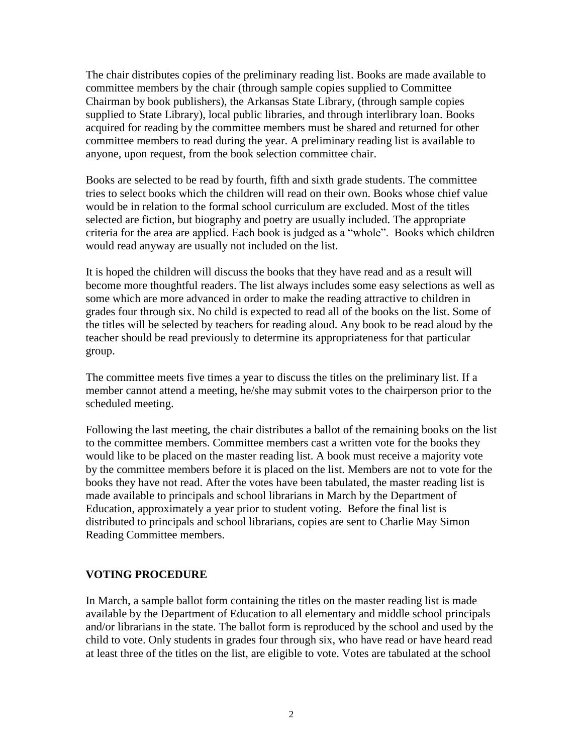The chair distributes copies of the preliminary reading list. Books are made available to committee members by the chair (through sample copies supplied to Committee Chairman by book publishers), the Arkansas State Library, (through sample copies supplied to State Library), local public libraries, and through interlibrary loan. Books acquired for reading by the committee members must be shared and returned for other committee members to read during the year. A preliminary reading list is available to anyone, upon request, from the book selection committee chair.

Books are selected to be read by fourth, fifth and sixth grade students. The committee tries to select books which the children will read on their own. Books whose chief value would be in relation to the formal school curriculum are excluded. Most of the titles selected are fiction, but biography and poetry are usually included. The appropriate criteria for the area are applied. Each book is judged as a "whole". Books which children would read anyway are usually not included on the list.

It is hoped the children will discuss the books that they have read and as a result will become more thoughtful readers. The list always includes some easy selections as well as some which are more advanced in order to make the reading attractive to children in grades four through six. No child is expected to read all of the books on the list. Some of the titles will be selected by teachers for reading aloud. Any book to be read aloud by the teacher should be read previously to determine its appropriateness for that particular group.

The committee meets five times a year to discuss the titles on the preliminary list. If a member cannot attend a meeting, he/she may submit votes to the chairperson prior to the scheduled meeting.

Following the last meeting, the chair distributes a ballot of the remaining books on the list to the committee members. Committee members cast a written vote for the books they would like to be placed on the master reading list. A book must receive a majority vote by the committee members before it is placed on the list. Members are not to vote for the books they have not read. After the votes have been tabulated, the master reading list is made available to principals and school librarians in March by the Department of Education, approximately a year prior to student voting. Before the final list is distributed to principals and school librarians, copies are sent to Charlie May Simon Reading Committee members.

## VOTING PROCEDURE

In March, a sample ballot form containing the titles on the master reading list is made available by the Department of Education to all elementary and middle school principals and/or librarians in the state. The ballot form is reproduced by the school and used by the child to vote. Only students in grades four through six, who have read or have heard read at least three of the titles on the list, are eligible to vote. Votes are tabulated at the school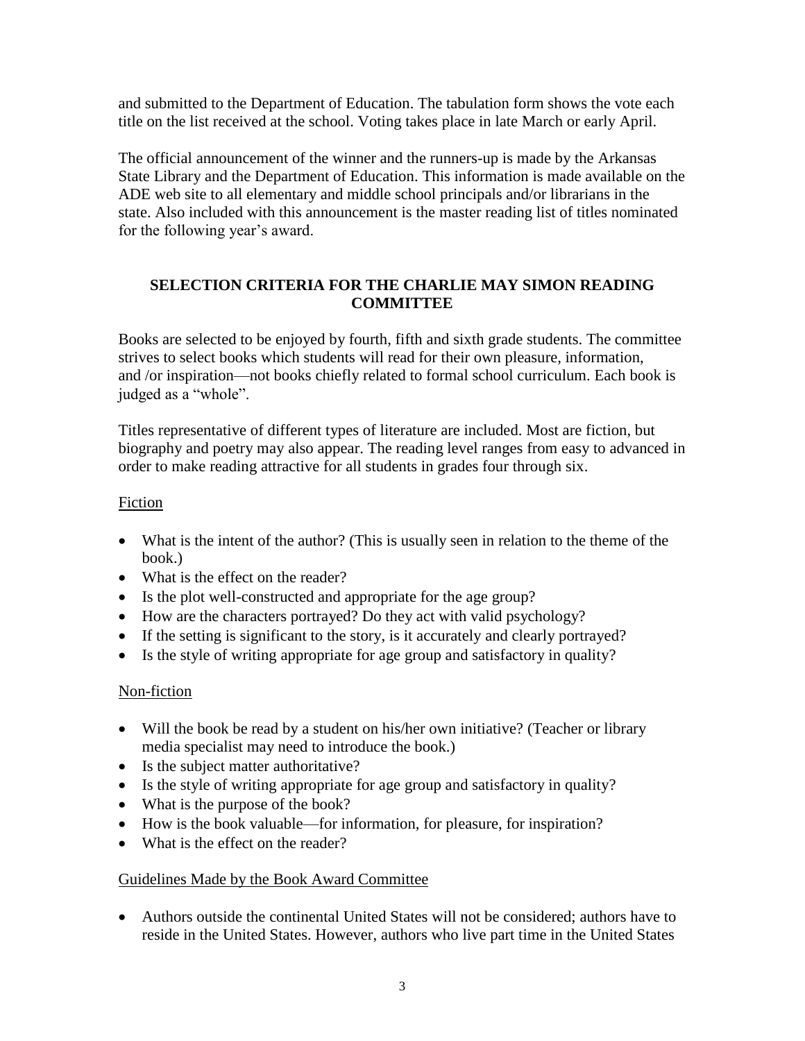and submitted to the Department of Education. The tabulation form shows the vote each title on the list received at the school. Voting takes place in late March or early April.

The official announcement of the winner and the runners-up is made by the Arkansas State Library and the Department of Education. This information is made available on the ADE web site to all elementary and middle school principals and/or librarians in the state. Also included with this announcement is the master reading list of titles nominated for the following year's award.

## SELECTION CRITERIA FOR THE CHARLIE MAY SIMON READING COMMITTEE

Books are selected to be enjoyed by fourth, fifth and sixth grade students. The committee strives to select books which students will read for their own pleasure, information, and /or inspiration—not books chiefly related to formal school curriculum. Each book is judged as a "whole".

Titles representative of different types of literature are included. Most are fiction, but biography and poetry may also appear. The reading level ranges from easy to advanced in order to make reading attractive for all students in grades four through six.

### Fiction

- What is the intent of the author? (This is usually seen in relation to the theme of the book.)
- What is the effect on the reader?
- Is the plot well-constructed and appropriate for the age group?
- How are the characters portrayed? Do they act with valid psychology?
- If the setting is significant to the story, is it accurately and clearly portrayed?
- Is the style of writing appropriate for age group and satisfactory in quality?

### Non-fiction

- Will the book be read by a student on his/her own initiative? (Teacher or library media specialist may need to introduce the book.)
- Is the subject matter authoritative?
- Is the style of writing appropriate for age group and satisfactory in quality?
- What is the purpose of the book?
- How is the book valuable—for information, for pleasure, for inspiration?
- What is the effect on the reader?

### Guidelines Made by the Book Award Committee

- Authors outside the continental United States will not be considered; authors have to reside in the United States. However, authors who live part time in the United States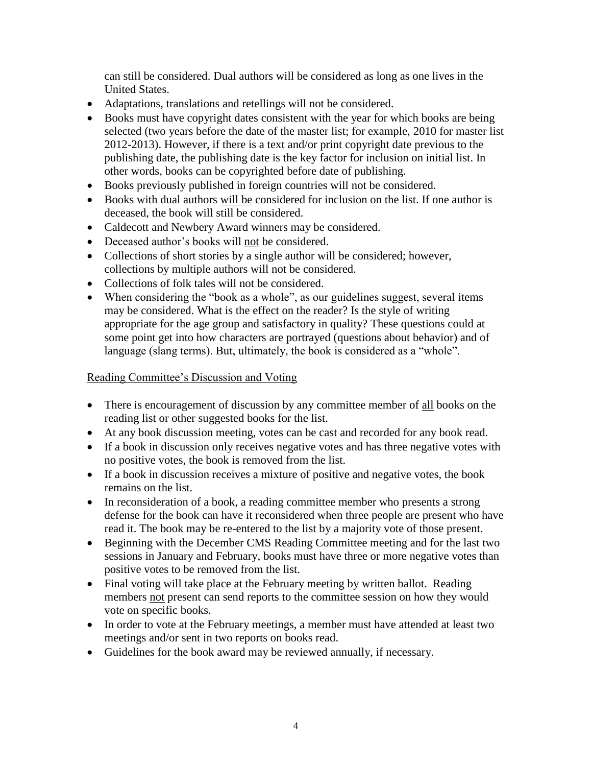can still be considered. Dual authors will be considered as long as one lives in the United States.

- Adaptations, translations and retellings will not be considered.
- Books must have copyright dates consistent with the year for which books are being selected (two years before the date of the master list; for example, 2010 for master list 2012-2013). However, if there is a text and/or print copyright date previous to the publishing date, the publishing date is the key factor for inclusion on initial list. In other words, books can be copyrighted before date of publishing.
- Books previously published in foreign countries will not be considered.
- Books with dual authors will be considered for inclusion on the list. If one author is deceased, the book will still be considered.
- Caldecott and Newbery Award winners may be considered.
- Deceased author's books will not be considered.
- Collections of short stories by a single author will be considered; however, collections by multiple authors will not be considered.
- Collections of folk tales will not be considered.
- When considering the "book as a whole", as our guidelines suggest, several items may be considered. What is the effect on the reader? Is the style of writing appropriate for the age group and satisfactory in quality? These questions could at some point get into how characters are portrayed (questions about behavior) and of language (slang terms). But, ultimately, the book is considered as a "whole".

Reading Committee's Discussion and Voting

- There is encouragement of discussion by any committee member of all books on the reading list or other suggested books for the list.
- At any book discussion meeting, votes can be cast and recorded for any book read.
- If a book in discussion only receives negative votes and has three negative votes with no positive votes, the book is removed from the list.
- If a book in discussion receives a mixture of positive and negative votes, the book remains on the list.
- In reconsideration of a book, a reading committee member who presents a strong defense for the book can have it reconsidered when three people are present who have read it. The book may be re-entered to the list by a majority vote of those present.
- Beginning with the December CMS Reading Committee meeting and for the last two sessions in January and February, books must have three or more negative votes than positive votes to be removed from the list.
- Final voting will take place at the February meeting by written ballot. Reading members not present can send reports to the committee session on how they would vote on specific books.
- In order to vote at the February meetings, a member must have attended at least two meetings and/or sent in two reports on books read.
- Guidelines for the book award may be reviewed annually, if necessary.